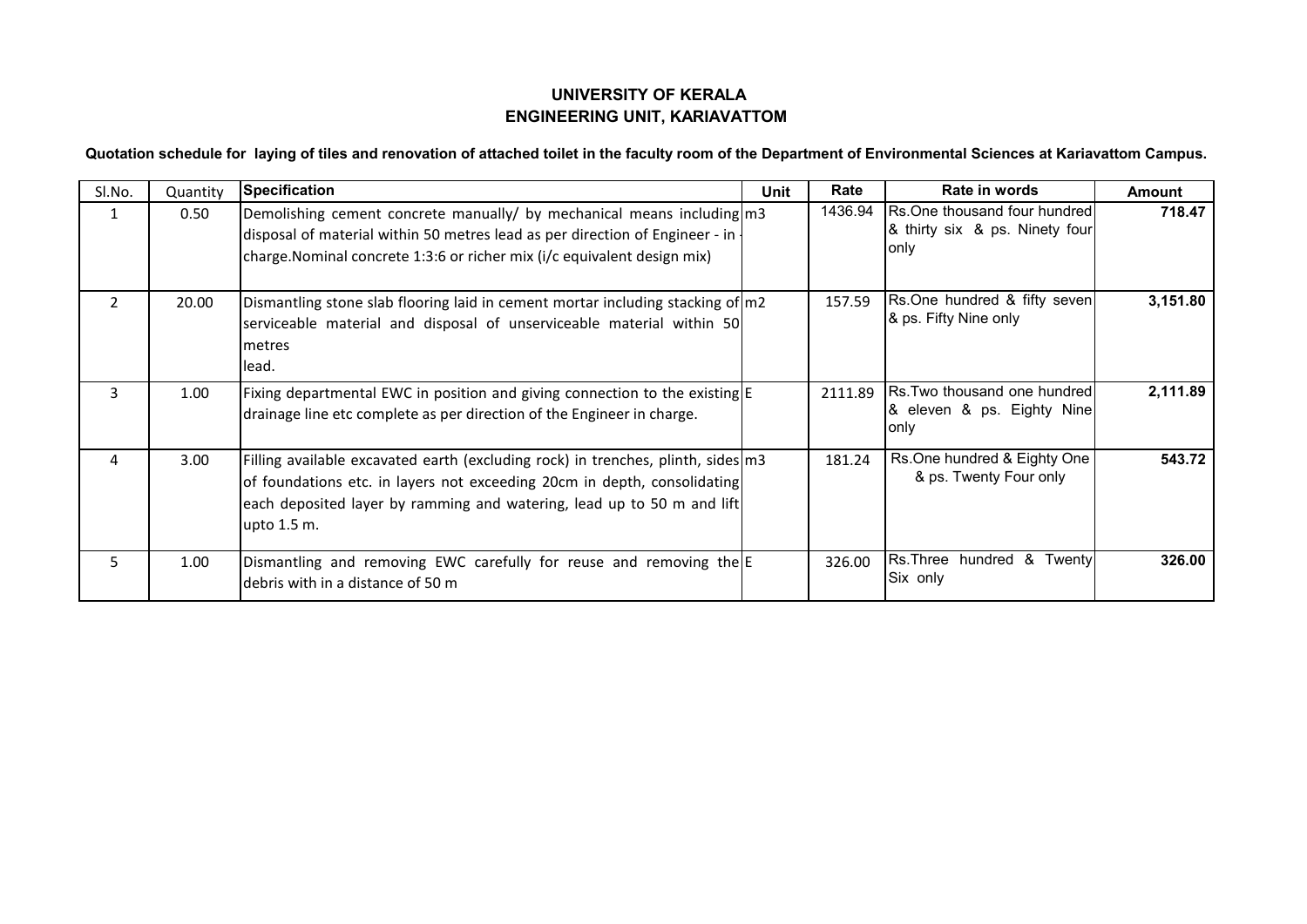# UNIVERSITY OF KERALA
## ENGINEERING UNIT, KARIAVATTOM

**Quotation schedule for laying of tiles and renovation of attached toilet in the faculty room of the Department of Environmental Sciences at Kariavattom Campus.**

| Sl.No. | Quantity | Specification | Unit | Rate | Rate in words | Amount |
|---|---|---|---|---|---|---|
| 1 | 0.50 | Demolishing cement concrete manually/ by mechanical means including disposal of material within 50 metres lead as per direction of Engineer - in - charge.Nominal concrete 1:3:6 or richer mix (i/c equivalent design mix) | m3 | 1436.94 | Rs.One thousand four hundred & thirty six & ps. Ninety four only | 718.47 |
| 2 | 20.00 | Dismantling stone slab flooring laid in cement mortar including stacking of serviceable material and disposal of unserviceable material within 50 metres lead. | m2 | 157.59 | Rs.One hundred & fifty seven & ps. Fifty Nine only | 3,151.80 |
| 3 | 1.00 | Fixing departmental EWC in position and giving connection to the existing drainage line etc complete as per direction of the Engineer in charge. | E | 2111.89 | Rs.Two thousand one hundred & eleven & ps. Eighty Nine only | 2,111.89 |
| 4 | 3.00 | Filling available excavated earth (excluding rock) in trenches, plinth, sides of foundations etc. in layers not exceeding 20cm in depth, consolidating each deposited layer by ramming and watering, lead up to 50 m and lift upto 1.5 m. | m3 | 181.24 | Rs.One hundred & Eighty One & ps. Twenty Four only | 543.72 |
| 5 | 1.00 | Dismantling and removing EWC carefully for reuse and removing the debris with in a distance of 50 m | E | 326.00 | Rs.Three hundred & Twenty Six only | 326.00 |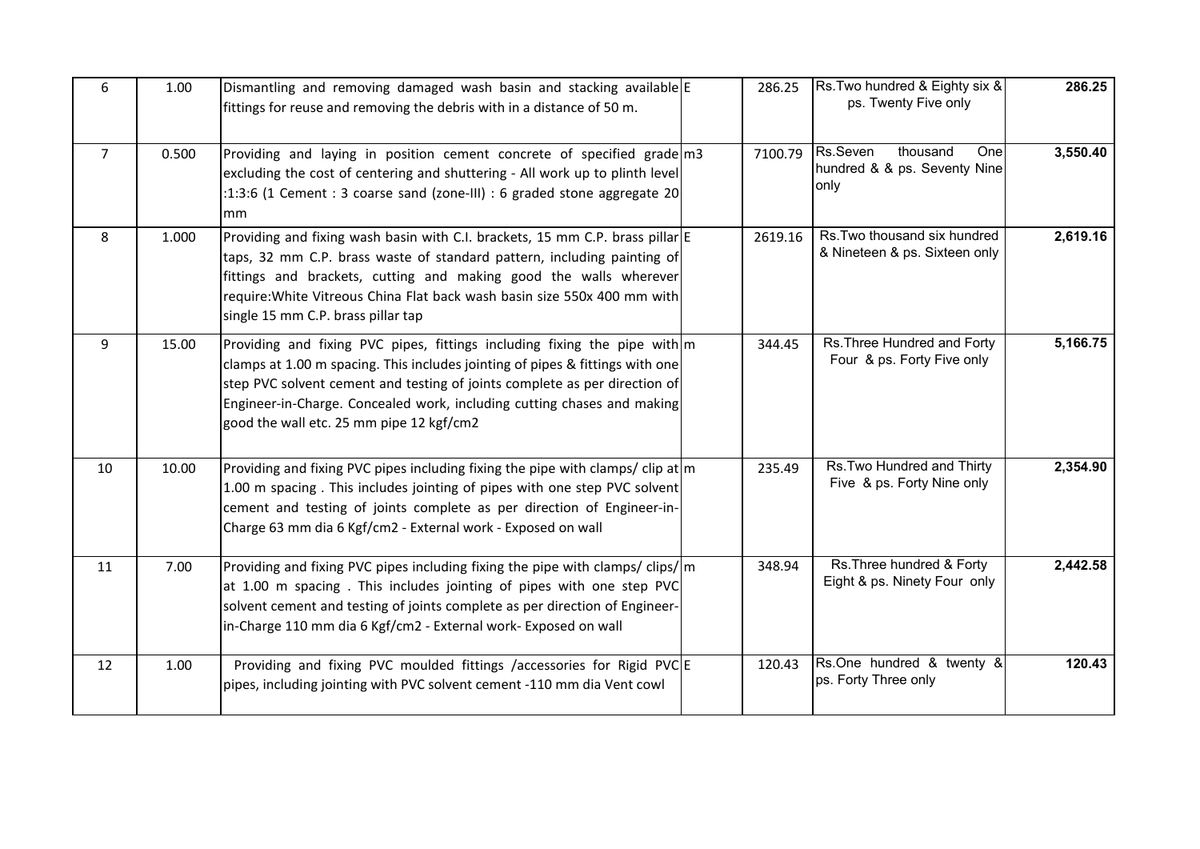| | | | | | | |
|---|---|---|---|---|---|---|
| 6 | 1.00 | Dismantling and removing damaged wash basin and stacking available fittings for reuse and removing the debris with in a distance of 50 m. | E | 286.25 | Rs.Two hundred & Eighty six & ps. Twenty Five only | **286.25** |
| 7 | 0.500 | Providing and laying in position cement concrete of specified grade excluding the cost of centering and shuttering - All work up to plinth level :1:3:6 (1 Cement : 3 coarse sand (zone-III) : 6 graded stone aggregate 20 mm | m3 | 7100.79 | Rs.Seven thousand One hundred & & ps. Seventy Nine only | **3,550.40** |
| 8 | 1.000 | Providing and fixing wash basin with C.I. brackets, 15 mm C.P. brass pillar taps, 32 mm C.P. brass waste of standard pattern, including painting of fittings and brackets, cutting and making good the walls wherever require:White Vitreous China Flat back wash basin size 550x 400 mm with single 15 mm C.P. brass pillar tap | E | 2619.16 | Rs.Two thousand six hundred & Nineteen & ps. Sixteen only | **2,619.16** |
| 9 | 15.00 | Providing and fixing PVC pipes, fittings including fixing the pipe with clamps at 1.00 m spacing. This includes jointing of pipes & fittings with one step PVC solvent cement and testing of joints complete as per direction of Engineer-in-Charge. Concealed work, including cutting chases and making good the wall etc. 25 mm pipe 12 kgf/cm2 | m | 344.45 | Rs.Three Hundred and Forty Four & ps. Forty Five only | **5,166.75** |
| 10 | 10.00 | Providing and fixing PVC pipes including fixing the pipe with clamps/ clip at 1.00 m spacing . This includes jointing of pipes with one step PVC solvent cement and testing of joints complete as per direction of Engineer-in-Charge 63 mm dia 6 Kgf/cm2 - External work - Exposed on wall | m | 235.49 | Rs.Two Hundred and Thirty Five & ps. Forty Nine only | **2,354.90** |
| 11 | 7.00 | Providing and fixing PVC pipes including fixing the pipe with clamps/ clips/ at 1.00 m spacing . This includes jointing of pipes with one step PVC solvent cement and testing of joints complete as per direction of Engineer-in-Charge 110 mm dia 6 Kgf/cm2 - External work- Exposed on wall | m | 348.94 | Rs.Three hundred & Forty Eight & ps. Ninety Four only | **2,442.58** |
| 12 | 1.00 | Providing and fixing PVC moulded fittings /accessories for Rigid PVC pipes, including jointing with PVC solvent cement -110 mm dia Vent cowl | E | 120.43 | Rs.One hundred & twenty & ps. Forty Three only | **120.43** |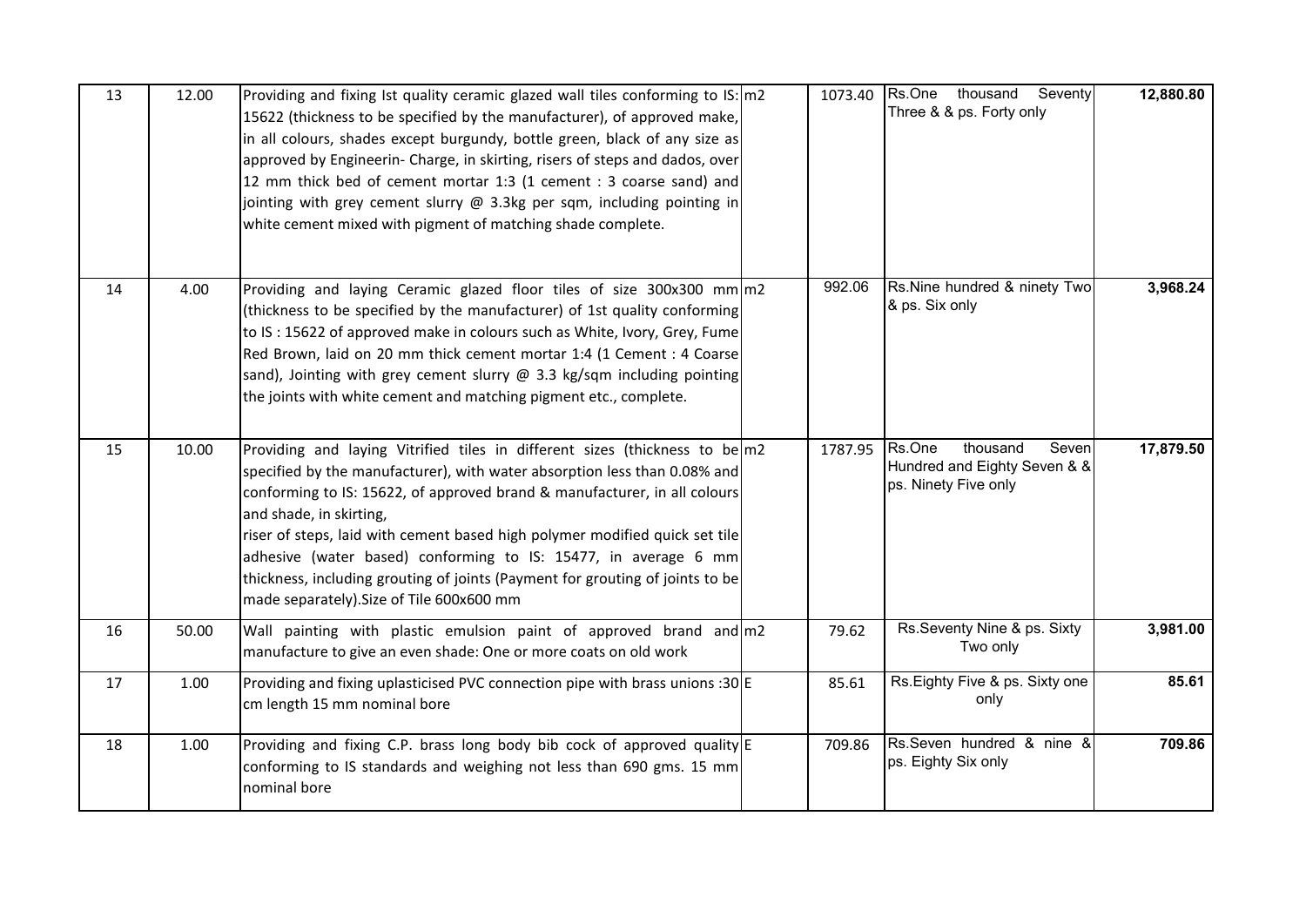| 13 | 12.00 | Providing and fixing Ist quality ceramic glazed wall tiles conforming to IS: 15622 (thickness to be specified by the manufacturer), of approved make, in all colours, shades except burgundy, bottle green, black of any size as approved by Engineerin- Charge, in skirting, risers of steps and dados, over 12 mm thick bed of cement mortar 1:3 (1 cement : 3 coarse sand) and jointing with grey cement slurry @ 3.3kg per sqm, including pointing in white cement mixed with pigment of matching shade complete. | m2 | 1073.40 | Rs.One thousand Seventy Three & & ps. Forty only | **12,880.80** |
|---|---|---|---|---|---|---|
| 14 | 4.00 | Providing and laying Ceramic glazed floor tiles of size 300x300 mm (thickness to be specified by the manufacturer) of 1st quality conforming to IS : 15622 of approved make in colours such as White, Ivory, Grey, Fume Red Brown, laid on 20 mm thick cement mortar 1:4 (1 Cement : 4 Coarse sand), Jointing with grey cement slurry @ 3.3 kg/sqm including pointing the joints with white cement and matching pigment etc., complete. | m2 | 992.06 | Rs.Nine hundred & ninety Two & ps. Six only | **3,968.24** |
| 15 | 10.00 | Providing and laying Vitrified tiles in different sizes (thickness to be specified by the manufacturer), with water absorption less than 0.08% and conforming to IS: 15622, of approved brand & manufacturer, in all colours and shade, in skirting,<br>riser of steps, laid with cement based high polymer modified quick set tile adhesive (water based) conforming to IS: 15477, in average 6 mm thickness, including grouting of joints (Payment for grouting of joints to be made separately).Size of Tile 600x600 mm | m2 | 1787.95 | Rs.One thousand Seven Hundred and Eighty Seven & & ps. Ninety Five only | **17,879.50** |
| 16 | 50.00 | Wall painting with plastic emulsion paint of approved brand and manufacture to give an even shade: One or more coats on old work | m2 | 79.62 | Rs.Seventy Nine & ps. Sixty Two only | **3,981.00** |
| 17 | 1.00 | Providing and fixing uplasticised PVC connection pipe with brass unions :30 cm length 15 mm nominal bore | E | 85.61 | Rs.Eighty Five & ps. Sixty one only | **85.61** |
| 18 | 1.00 | Providing and fixing C.P. brass long body bib cock of approved quality conforming to IS standards and weighing not less than 690 gms. 15 mm nominal bore | E | 709.86 | Rs.Seven hundred & nine & ps. Eighty Six only | **709.86** |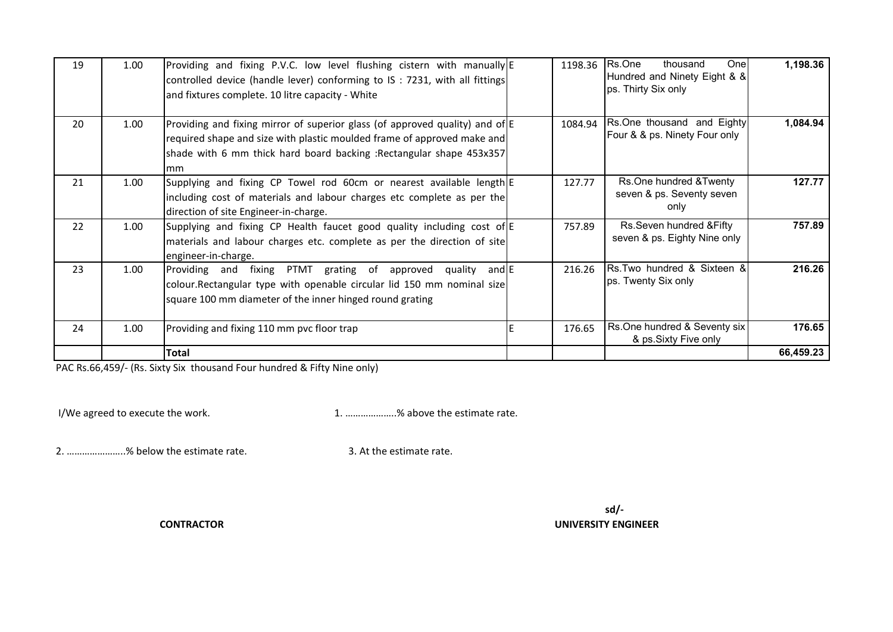| | | | | | | |
|---|---|---|---|---|---|---|
| 19 | 1.00 | Providing and fixing P.V.C. low level flushing cistern with manually controlled device (handle lever) conforming to IS : 7231, with all fittings and fixtures complete. 10 litre capacity - White | E | 1198.36 | Rs.One thousand One Hundred and Ninety Eight & & ps. Thirty Six only | **1,198.36** |
| 20 | 1.00 | Providing and fixing mirror of superior glass (of approved quality) and of required shape and size with plastic moulded frame of approved make and shade with 6 mm thick hard board backing :Rectangular shape 453x357 mm | E | 1084.94 | Rs.One thousand and Eighty Four & & ps. Ninety Four only | **1,084.94** |
| 21 | 1.00 | Supplying and fixing CP Towel rod 60cm or nearest available length including cost of materials and labour charges etc complete as per the direction of site Engineer-in-charge. | E | 127.77 | Rs.One hundred &Twenty seven & ps. Seventy seven only | **127.77** |
| 22 | 1.00 | Supplying and fixing CP Health faucet good quality including cost of materials and labour charges etc. complete as per the direction of site engineer-in-charge. | E | 757.89 | Rs.Seven hundred &Fifty seven & ps. Eighty Nine only | **757.89** |
| 23 | 1.00 | Providing and fixing PTMT grating of approved quality and colour.Rectangular type with openable circular lid 150 mm nominal size square 100 mm diameter of the inner hinged round grating | E | 216.26 | Rs.Two hundred & Sixteen & ps. Twenty Six only | **216.26** |
| 24 | 1.00 | Providing and fixing 110 mm pvc floor trap | E | 176.65 | Rs.One hundred & Seventy six & ps.Sixty Five only | **176.65** |
| | | **Total** | | | | **66,459.23** |

PAC Rs.66,459/- (Rs. Sixty Six thousand Four hundred & Fifty Nine only)

I/We agreed to execute the work.

1. ……………….% above the estimate rate.

2. …………………..% below the estimate rate.

3. At the estimate rate.

**CONTRACTOR**

**sd/-**
**UNIVERSITY ENGINEER**